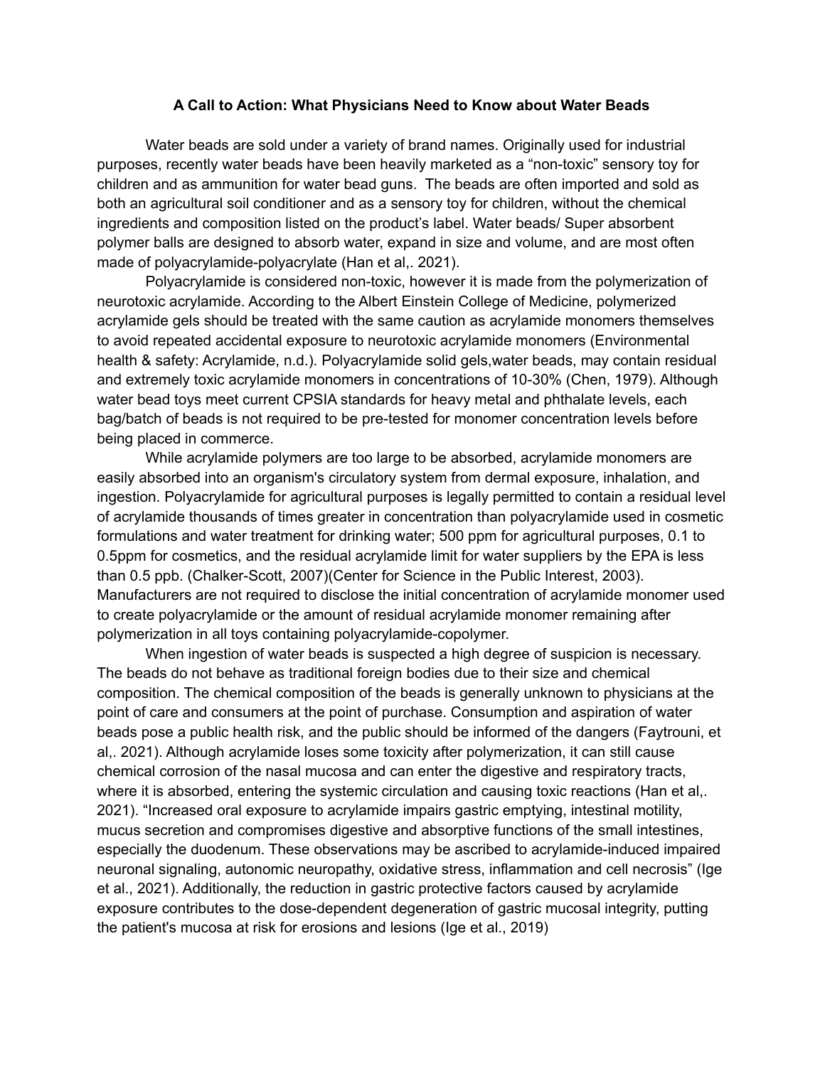**A Call to Action: What Physicians Need to Know about Water Beads**

Water beads are sold under a variety of brand names. Originally used for industrial purposes, recently water beads have been heavily marketed as a “non-toxic” sensory toy for children and as ammunition for water bead guns. The beads are often imported and sold as both an agricultural soil conditioner and as a sensory toy for children, without the chemical ingredients and composition listed on the product’s label. Water beads/ Super absorbent polymer balls are designed to absorb water, expand in size and volume, and are most often made of polyacrylamide-polyacrylate (Han et al,. 2021).

Polyacrylamide is considered non-toxic, however it is made from the polymerization of neurotoxic acrylamide. According to the Albert Einstein College of Medicine, polymerized acrylamide gels should be treated with the same caution as acrylamide monomers themselves to avoid repeated accidental exposure to neurotoxic acrylamide monomers (Environmental health & safety: Acrylamide, n.d.). Polyacrylamide solid gels,water beads, may contain residual and extremely toxic acrylamide monomers in concentrations of 10-30% (Chen, 1979). Although water bead toys meet current CPSIA standards for heavy metal and phthalate levels, each bag/batch of beads is not required to be pre-tested for monomer concentration levels before being placed in commerce.

While acrylamide polymers are too large to be absorbed, acrylamide monomers are easily absorbed into an organism's circulatory system from dermal exposure, inhalation, and ingestion. Polyacrylamide for agricultural purposes is legally permitted to contain a residual level of acrylamide thousands of times greater in concentration than polyacrylamide used in cosmetic formulations and water treatment for drinking water; 500 ppm for agricultural purposes, 0.1 to 0.5ppm for cosmetics, and the residual acrylamide limit for water suppliers by the EPA is less than 0.5 ppb. (Chalker-Scott, 2007)(Center for Science in the Public Interest, 2003). Manufacturers are not required to disclose the initial concentration of acrylamide monomer used to create polyacrylamide or the amount of residual acrylamide monomer remaining after polymerization in all toys containing polyacrylamide-copolymer.

When ingestion of water beads is suspected a high degree of suspicion is necessary. The beads do not behave as traditional foreign bodies due to their size and chemical composition. The chemical composition of the beads is generally unknown to physicians at the point of care and consumers at the point of purchase. Consumption and aspiration of water beads pose a public health risk, and the public should be informed of the dangers (Faytrouni, et al,. 2021). Although acrylamide loses some toxicity after polymerization, it can still cause chemical corrosion of the nasal mucosa and can enter the digestive and respiratory tracts, where it is absorbed, entering the systemic circulation and causing toxic reactions (Han et al,. 2021). “Increased oral exposure to acrylamide impairs gastric emptying, intestinal motility, mucus secretion and compromises digestive and absorptive functions of the small intestines, especially the duodenum. These observations may be ascribed to acrylamide-induced impaired neuronal signaling, autonomic neuropathy, oxidative stress, inflammation and cell necrosis” (Ige et al., 2021). Additionally, the reduction in gastric protective factors caused by acrylamide exposure contributes to the dose-dependent degeneration of gastric mucosal integrity, putting the patient's mucosa at risk for erosions and lesions (Ige et al., 2019)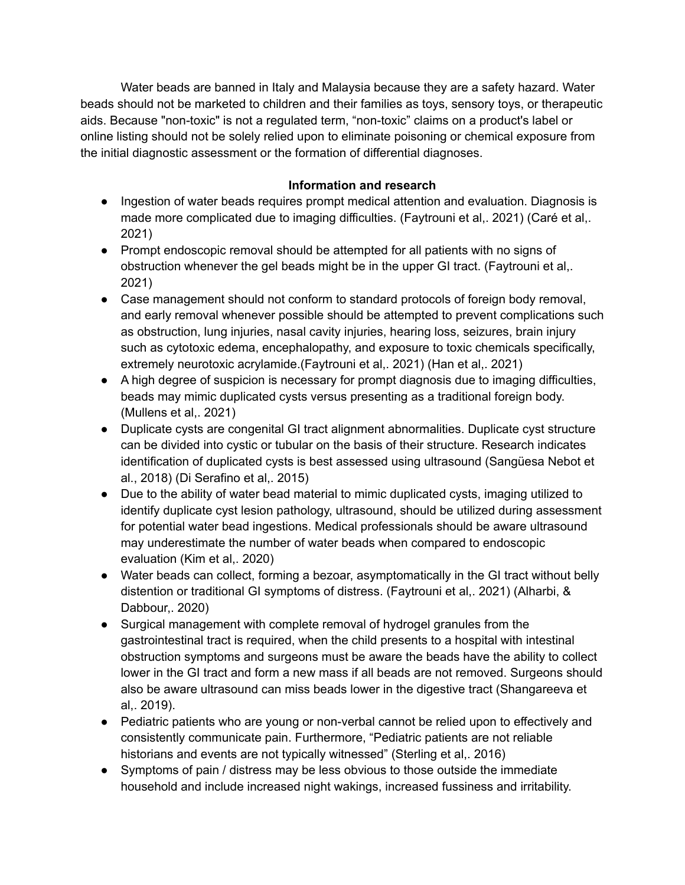Water beads are banned in Italy and Malaysia because they are a safety hazard. Water beads should not be marketed to children and their families as toys, sensory toys, or therapeutic aids. Because "non-toxic" is not a regulated term, “non-toxic” claims on a product's label or online listing should not be solely relied upon to eliminate poisoning or chemical exposure from the initial diagnostic assessment or the formation of differential diagnoses.

**Information and research**

- Ingestion of water beads requires prompt medical attention and evaluation. Diagnosis is made more complicated due to imaging difficulties. (Faytrouni et al,. 2021) (Caré et al,. 2021)
- Prompt endoscopic removal should be attempted for all patients with no signs of obstruction whenever the gel beads might be in the upper GI tract. (Faytrouni et al,. 2021)
- Case management should not conform to standard protocols of foreign body removal, and early removal whenever possible should be attempted to prevent complications such as obstruction, lung injuries, nasal cavity injuries, hearing loss, seizures, brain injury such as cytotoxic edema, encephalopathy, and exposure to toxic chemicals specifically, extremely neurotoxic acrylamide.(Faytrouni et al,. 2021) (Han et al,. 2021)
- A high degree of suspicion is necessary for prompt diagnosis due to imaging difficulties, beads may mimic duplicated cysts versus presenting as a traditional foreign body. (Mullens et al,. 2021)
- Duplicate cysts are congenital GI tract alignment abnormalities. Duplicate cyst structure can be divided into cystic or tubular on the basis of their structure. Research indicates identification of duplicated cysts is best assessed using ultrasound (Sangüesa Nebot et al., 2018) (Di Serafino et al,. 2015)
- Due to the ability of water bead material to mimic duplicated cysts, imaging utilized to identify duplicate cyst lesion pathology, ultrasound, should be utilized during assessment for potential water bead ingestions. Medical professionals should be aware ultrasound may underestimate the number of water beads when compared to endoscopic evaluation (Kim et al,. 2020)
- Water beads can collect, forming a bezoar, asymptomatically in the GI tract without belly distention or traditional GI symptoms of distress. (Faytrouni et al,. 2021) (Alharbi, & Dabbour,. 2020)
- Surgical management with complete removal of hydrogel granules from the gastrointestinal tract is required, when the child presents to a hospital with intestinal obstruction symptoms and surgeons must be aware the beads have the ability to collect lower in the GI tract and form a new mass if all beads are not removed. Surgeons should also be aware ultrasound can miss beads lower in the digestive tract (Shangareeva et al,. 2019).
- Pediatric patients who are young or non-verbal cannot be relied upon to effectively and consistently communicate pain. Furthermore, “Pediatric patients are not reliable historians and events are not typically witnessed” (Sterling et al,. 2016)
- Symptoms of pain / distress may be less obvious to those outside the immediate household and include increased night wakings, increased fussiness and irritability.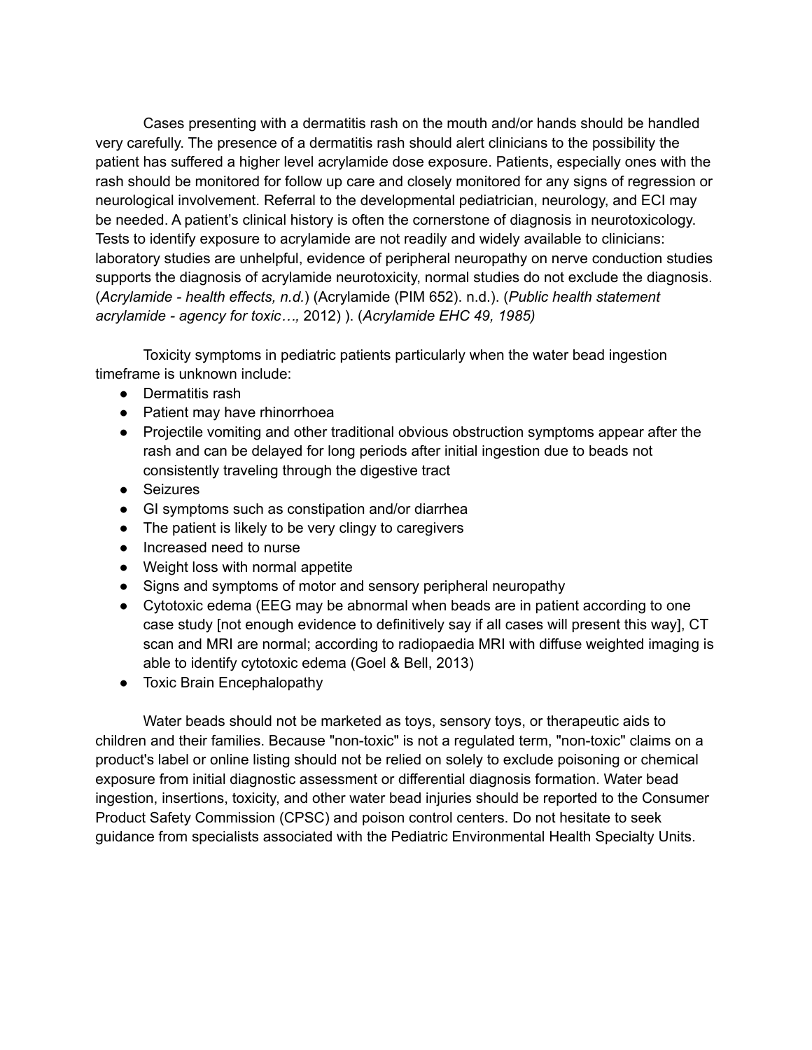Cases presenting with a dermatitis rash on the mouth and/or hands should be handled very carefully. The presence of a dermatitis rash should alert clinicians to the possibility the patient has suffered a higher level acrylamide dose exposure. Patients, especially ones with the rash should be monitored for follow up care and closely monitored for any signs of regression or neurological involvement. Referral to the developmental pediatrician, neurology, and ECI may be needed. A patient's clinical history is often the cornerstone of diagnosis in neurotoxicology. Tests to identify exposure to acrylamide are not readily and widely available to clinicians: laboratory studies are unhelpful, evidence of peripheral neuropathy on nerve conduction studies supports the diagnosis of acrylamide neurotoxicity, normal studies do not exclude the diagnosis. (*Acrylamide - health effects, n.d.*) (Acrylamide (PIM 652). n.d.). (*Public health statement acrylamide - agency for toxic…,* 2012) ). (*Acrylamide EHC 49, 1985)*

Toxicity symptoms in pediatric patients particularly when the water bead ingestion timeframe is unknown include:

- Dermatitis rash
- Patient may have rhinorrhoea
- Projectile vomiting and other traditional obvious obstruction symptoms appear after the rash and can be delayed for long periods after initial ingestion due to beads not consistently traveling through the digestive tract
- Seizures
- GI symptoms such as constipation and/or diarrhea
- The patient is likely to be very clingy to caregivers
- Increased need to nurse
- Weight loss with normal appetite
- Signs and symptoms of motor and sensory peripheral neuropathy
- Cytotoxic edema (EEG may be abnormal when beads are in patient according to one case study [not enough evidence to definitively say if all cases will present this way], CT scan and MRI are normal; according to radiopaedia MRI with diffuse weighted imaging is able to identify cytotoxic edema (Goel & Bell, 2013)
- Toxic Brain Encephalopathy

Water beads should not be marketed as toys, sensory toys, or therapeutic aids to children and their families. Because "non-toxic" is not a regulated term, "non-toxic" claims on a product's label or online listing should not be relied on solely to exclude poisoning or chemical exposure from initial diagnostic assessment or differential diagnosis formation. Water bead ingestion, insertions, toxicity, and other water bead injuries should be reported to the Consumer Product Safety Commission (CPSC) and poison control centers. Do not hesitate to seek guidance from specialists associated with the Pediatric Environmental Health Specialty Units.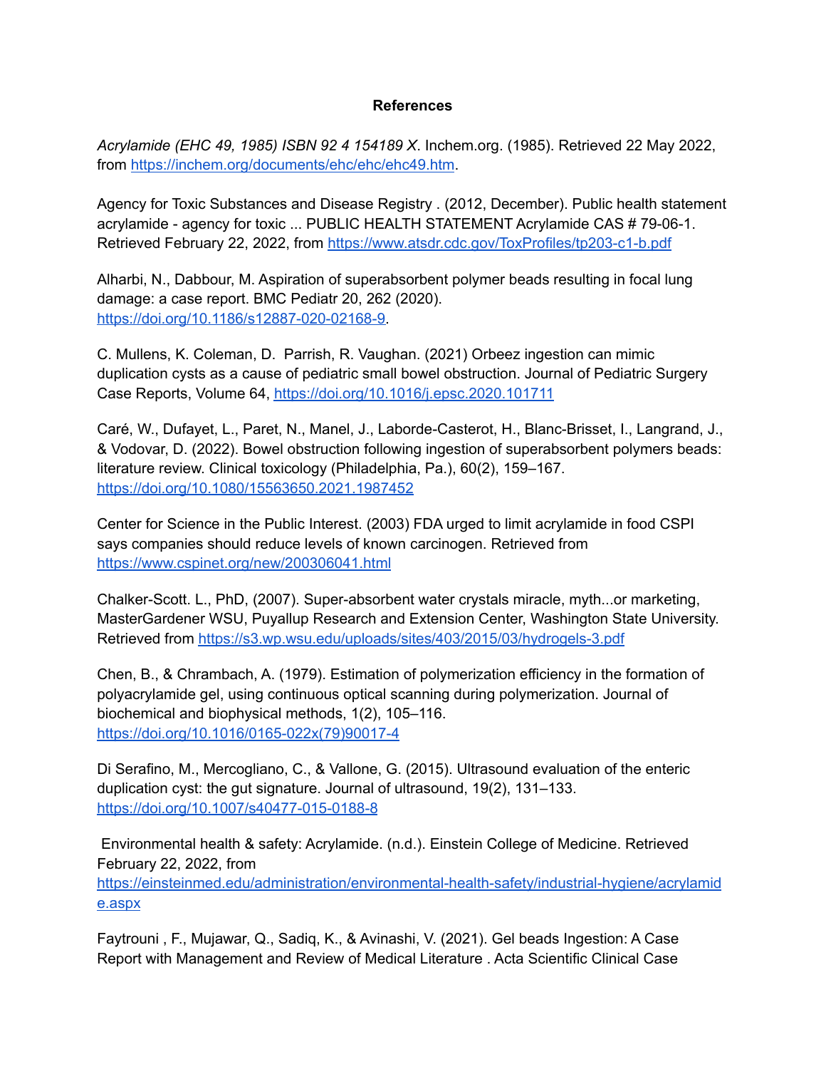**References**

*Acrylamide (EHC 49, 1985) ISBN 92 4 154189 X*. Inchem.org. (1985). Retrieved 22 May 2022, from https://inchem.org/documents/ehc/ehc/ehc49.htm.

Agency for Toxic Substances and Disease Registry . (2012, December). Public health statement acrylamide - agency for toxic ... PUBLIC HEALTH STATEMENT Acrylamide CAS # 79-06-1. Retrieved February 22, 2022, from https://www.atsdr.cdc.gov/ToxProfiles/tp203-c1-b.pdf

Alharbi, N., Dabbour, M. Aspiration of superabsorbent polymer beads resulting in focal lung damage: a case report. BMC Pediatr 20, 262 (2020). https://doi.org/10.1186/s12887-020-02168-9.

C. Mullens, K. Coleman, D. Parrish, R. Vaughan. (2021) Orbeez ingestion can mimic duplication cysts as a cause of pediatric small bowel obstruction. Journal of Pediatric Surgery Case Reports, Volume 64, https://doi.org/10.1016/j.epsc.2020.101711

Caré, W., Dufayet, L., Paret, N., Manel, J., Laborde-Casterot, H., Blanc-Brisset, I., Langrand, J., & Vodovar, D. (2022). Bowel obstruction following ingestion of superabsorbent polymers beads: literature review. Clinical toxicology (Philadelphia, Pa.), 60(2), 159–167. https://doi.org/10.1080/15563650.2021.1987452

Center for Science in the Public Interest. (2003) FDA urged to limit acrylamide in food CSPI says companies should reduce levels of known carcinogen. Retrieved from https://www.cspinet.org/new/200306041.html

Chalker-Scott. L., PhD, (2007). Super-absorbent water crystals miracle, myth...or marketing, MasterGardener WSU, Puyallup Research and Extension Center, Washington State University. Retrieved from https://s3.wp.wsu.edu/uploads/sites/403/2015/03/hydrogels-3.pdf

Chen, B., & Chrambach, A. (1979). Estimation of polymerization efficiency in the formation of polyacrylamide gel, using continuous optical scanning during polymerization. Journal of biochemical and biophysical methods, 1(2), 105–116. https://doi.org/10.1016/0165-022x(79)90017-4

Di Serafino, M., Mercogliano, C., & Vallone, G. (2015). Ultrasound evaluation of the enteric duplication cyst: the gut signature. Journal of ultrasound, 19(2), 131–133. https://doi.org/10.1007/s40477-015-0188-8

Environmental health & safety: Acrylamide. (n.d.). Einstein College of Medicine. Retrieved February 22, 2022, from https://einsteinmed.edu/administration/environmental-health-safety/industrial-hygiene/acrylamide.aspx

Faytrouni , F., Mujawar, Q., Sadiq, K., & Avinashi, V. (2021). Gel beads Ingestion: A Case Report with Management and Review of Medical Literature . Acta Scientific Clinical Case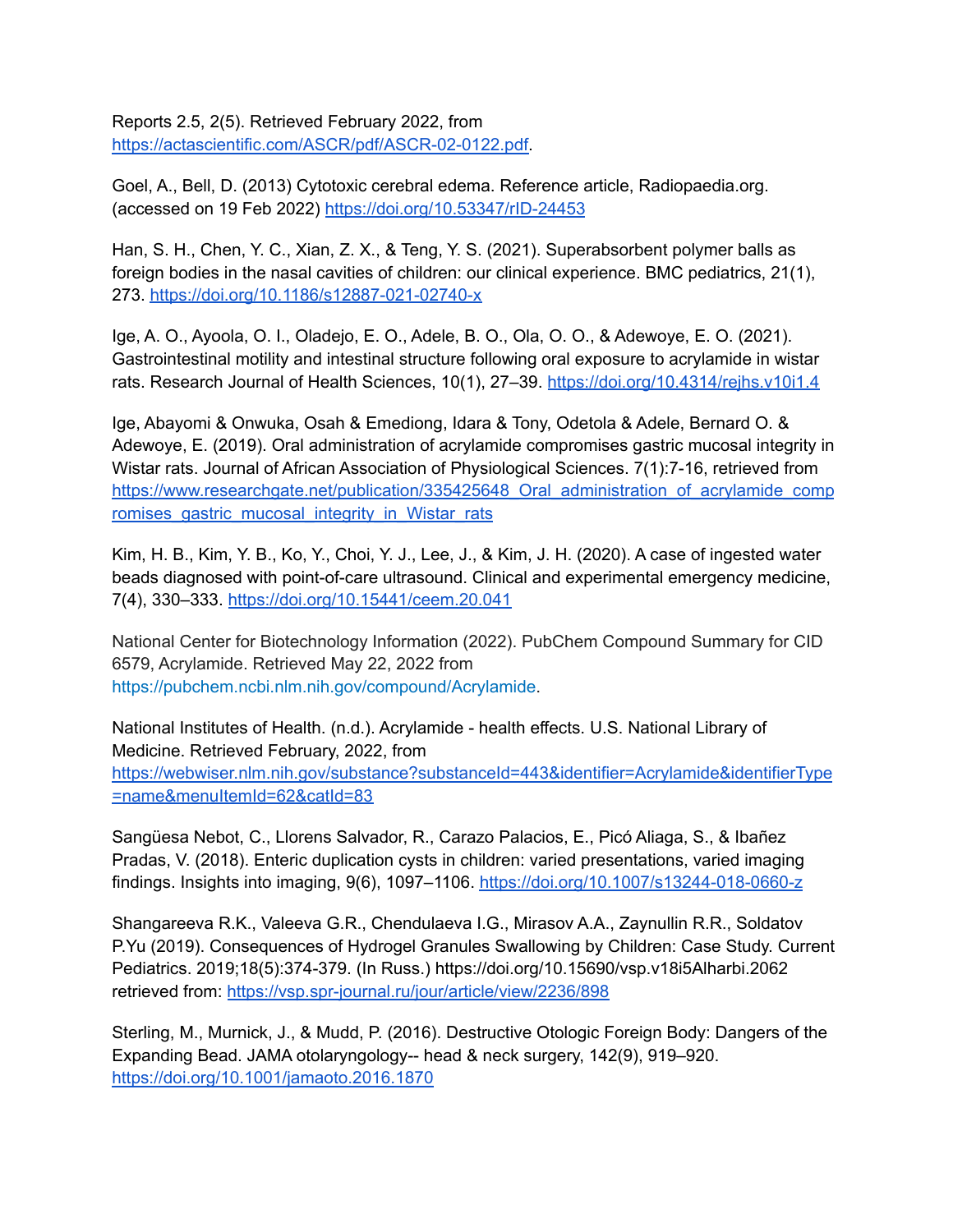Reports 2.5, 2(5). Retrieved February 2022, from https://actascientific.com/ASCR/pdf/ASCR-02-0122.pdf.

Goel, A., Bell, D. (2013) Cytotoxic cerebral edema. Reference article, Radiopaedia.org. (accessed on 19 Feb 2022) https://doi.org/10.53347/rID-24453

Han, S. H., Chen, Y. C., Xian, Z. X., & Teng, Y. S. (2021). Superabsorbent polymer balls as foreign bodies in the nasal cavities of children: our clinical experience. BMC pediatrics, 21(1), 273. https://doi.org/10.1186/s12887-021-02740-x

Ige, A. O., Ayoola, O. I., Oladejo, E. O., Adele, B. O., Ola, O. O., & Adewoye, E. O. (2021). Gastrointestinal motility and intestinal structure following oral exposure to acrylamide in wistar rats. Research Journal of Health Sciences, 10(1), 27–39. https://doi.org/10.4314/rejhs.v10i1.4

Ige, Abayomi & Onwuka, Osah & Emediong, Idara & Tony, Odetola & Adele, Bernard O. & Adewoye, E. (2019). Oral administration of acrylamide compromises gastric mucosal integrity in Wistar rats. Journal of African Association of Physiological Sciences. 7(1):7-16, retrieved from https://www.researchgate.net/publication/335425648_Oral_administration_of_acrylamide_compromises_gastric_mucosal_integrity_in_Wistar_rats

Kim, H. B., Kim, Y. B., Ko, Y., Choi, Y. J., Lee, J., & Kim, J. H. (2020). A case of ingested water beads diagnosed with point-of-care ultrasound. Clinical and experimental emergency medicine, 7(4), 330–333. https://doi.org/10.15441/ceem.20.041

National Center for Biotechnology Information (2022). PubChem Compound Summary for CID 6579, Acrylamide. Retrieved May 22, 2022 from https://pubchem.ncbi.nlm.nih.gov/compound/Acrylamide.

National Institutes of Health. (n.d.). Acrylamide - health effects. U.S. National Library of Medicine. Retrieved February, 2022, from https://webwiser.nlm.nih.gov/substance?substanceId=443&identifier=Acrylamide&identifierType=name&menuItemId=62&catId=83

Sangüesa Nebot, C., Llorens Salvador, R., Carazo Palacios, E., Picó Aliaga, S., & Ibañez Pradas, V. (2018). Enteric duplication cysts in children: varied presentations, varied imaging findings. Insights into imaging, 9(6), 1097–1106. https://doi.org/10.1007/s13244-018-0660-z

Shangareeva R.K., Valeeva G.R., Chendulaeva I.G., Mirasov A.A., Zaynullin R.R., Soldatov P.Yu (2019). Consequences of Hydrogel Granules Swallowing by Children: Case Study. Current Pediatrics. 2019;18(5):374-379. (In Russ.) https://doi.org/10.15690/vsp.v18i5Alharbi.2062 retrieved from: https://vsp.spr-journal.ru/jour/article/view/2236/898

Sterling, M., Murnick, J., & Mudd, P. (2016). Destructive Otologic Foreign Body: Dangers of the Expanding Bead. JAMA otolaryngology-- head & neck surgery, 142(9), 919–920. https://doi.org/10.1001/jamaoto.2016.1870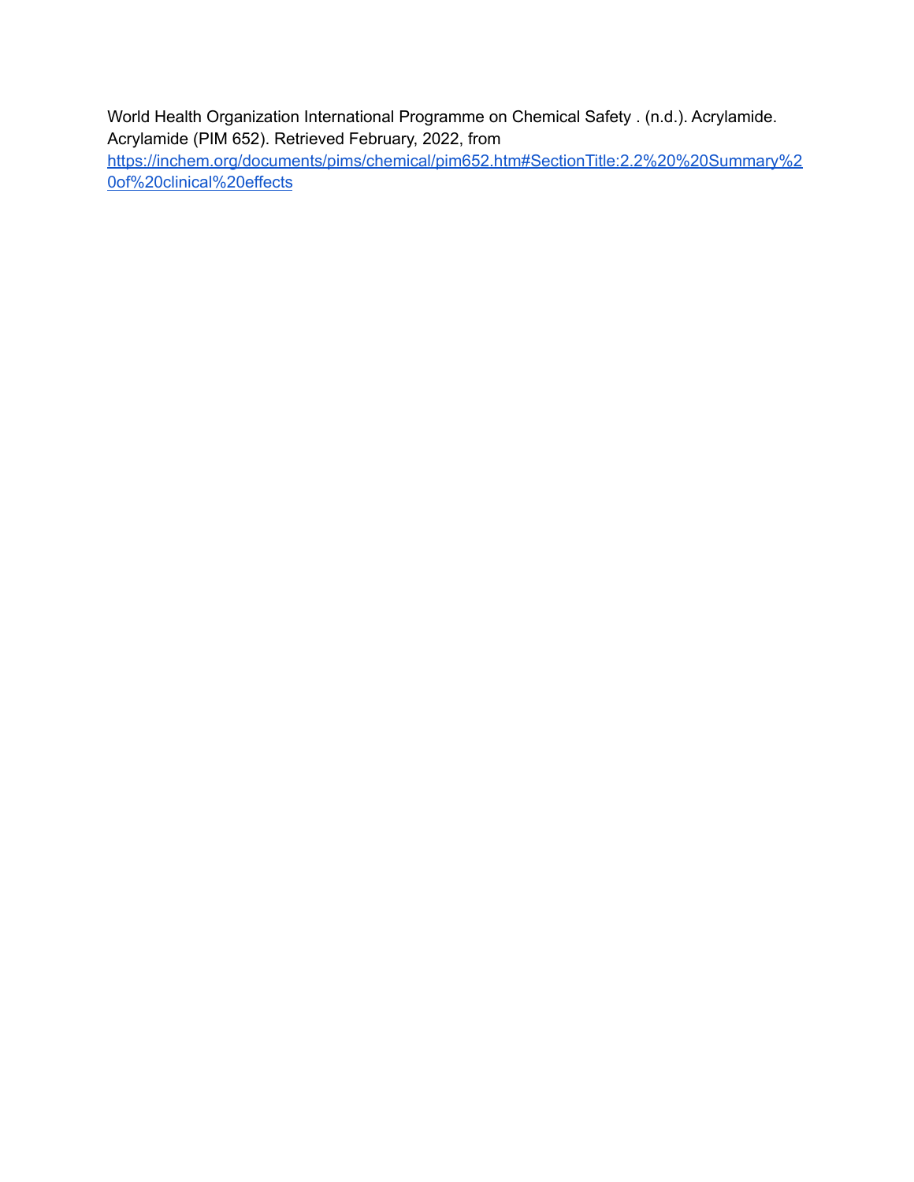World Health Organization International Programme on Chemical Safety . (n.d.). Acrylamide. Acrylamide (PIM 652). Retrieved February, 2022, from https://inchem.org/documents/pims/chemical/pim652.htm#SectionTitle:2.2%20%20Summary%20of%20clinical%20effects